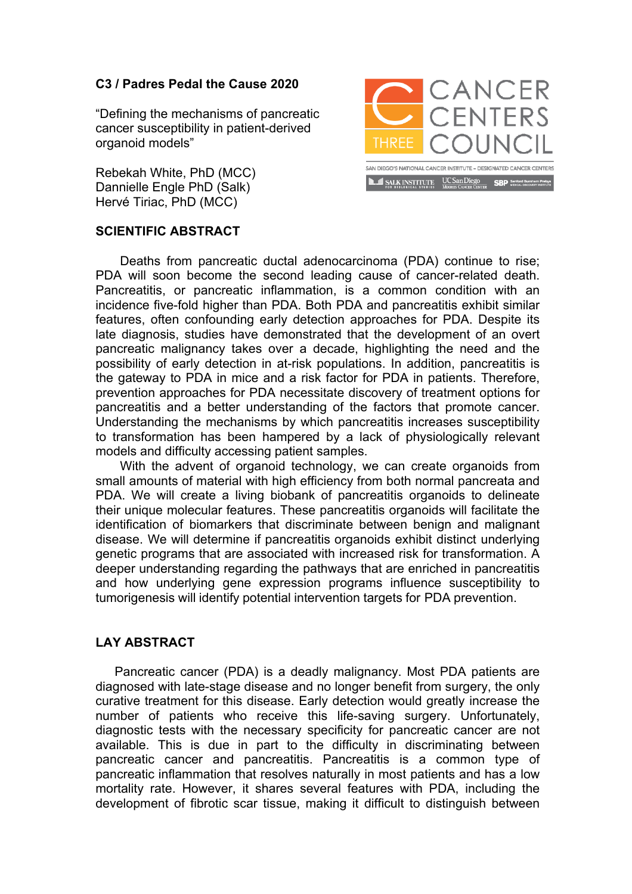**C3 / Padres Pedal the Cause 2020**

"Defining the mechanisms of pancreatic cancer susceptibility in patient-derived organoid models"

Rebekah White, PhD (MCC)
Dannielle Engle PhD (Salk)
Hervé Tiriac, PhD (MCC)

CANCER CENTERS COUNCIL
THREE

SAN DIEGO'S NATIONAL CANCER INSTITUTE – DESIGNATED CANCER CENTERS

SALK INSTITUTE FOR BIOLOGICAL STUDIES | UC San Diego Moores Cancer Center | SBP Sanford Burnham Prebys Medical Discovery Institute

## SCIENTIFIC ABSTRACT

Deaths from pancreatic ductal adenocarcinoma (PDA) continue to rise; PDA will soon become the second leading cause of cancer-related death. Pancreatitis, or pancreatic inflammation, is a common condition with an incidence five-fold higher than PDA. Both PDA and pancreatitis exhibit similar features, often confounding early detection approaches for PDA. Despite its late diagnosis, studies have demonstrated that the development of an overt pancreatic malignancy takes over a decade, highlighting the need and the possibility of early detection in at-risk populations. In addition, pancreatitis is the gateway to PDA in mice and a risk factor for PDA in patients. Therefore, prevention approaches for PDA necessitate discovery of treatment options for pancreatitis and a better understanding of the factors that promote cancer. Understanding the mechanisms by which pancreatitis increases susceptibility to transformation has been hampered by a lack of physiologically relevant models and difficulty accessing patient samples.

With the advent of organoid technology, we can create organoids from small amounts of material with high efficiency from both normal pancreata and PDA. We will create a living biobank of pancreatitis organoids to delineate their unique molecular features. These pancreatitis organoids will facilitate the identification of biomarkers that discriminate between benign and malignant disease. We will determine if pancreatitis organoids exhibit distinct underlying genetic programs that are associated with increased risk for transformation. A deeper understanding regarding the pathways that are enriched in pancreatitis and how underlying gene expression programs influence susceptibility to tumorigenesis will identify potential intervention targets for PDA prevention.

## LAY ABSTRACT

Pancreatic cancer (PDA) is a deadly malignancy. Most PDA patients are diagnosed with late-stage disease and no longer benefit from surgery, the only curative treatment for this disease. Early detection would greatly increase the number of patients who receive this life-saving surgery. Unfortunately, diagnostic tests with the necessary specificity for pancreatic cancer are not available. This is due in part to the difficulty in discriminating between pancreatic cancer and pancreatitis. Pancreatitis is a common type of pancreatic inflammation that resolves naturally in most patients and has a low mortality rate. However, it shares several features with PDA, including the development of fibrotic scar tissue, making it difficult to distinguish between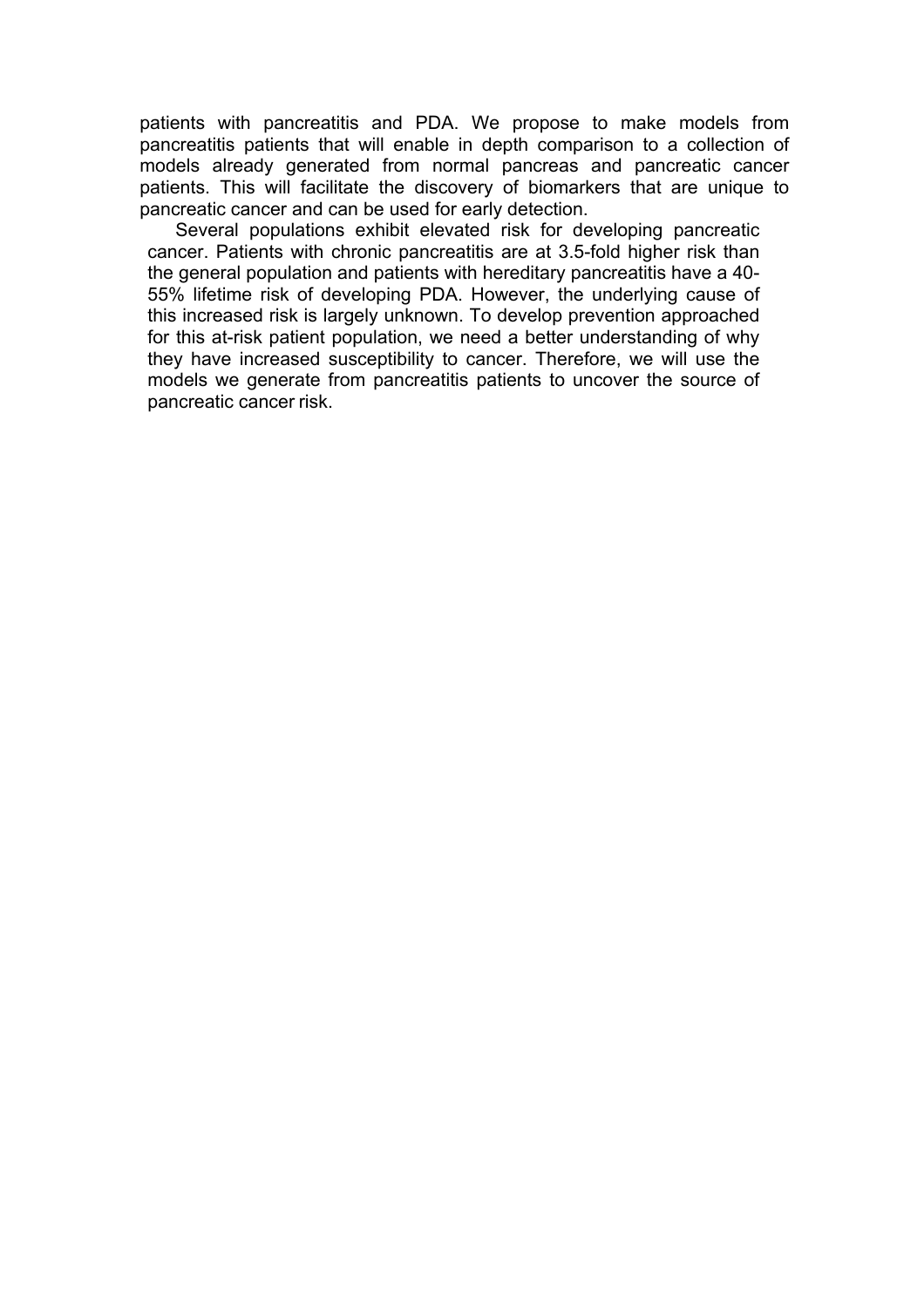patients with pancreatitis and PDA. We propose to make models from pancreatitis patients that will enable in depth comparison to a collection of models already generated from normal pancreas and pancreatic cancer patients. This will facilitate the discovery of biomarkers that are unique to pancreatic cancer and can be used for early detection.

Several populations exhibit elevated risk for developing pancreatic cancer. Patients with chronic pancreatitis are at 3.5-fold higher risk than the general population and patients with hereditary pancreatitis have a 40-55% lifetime risk of developing PDA. However, the underlying cause of this increased risk is largely unknown. To develop prevention approached for this at-risk patient population, we need a better understanding of why they have increased susceptibility to cancer. Therefore, we will use the models we generate from pancreatitis patients to uncover the source of pancreatic cancer risk.